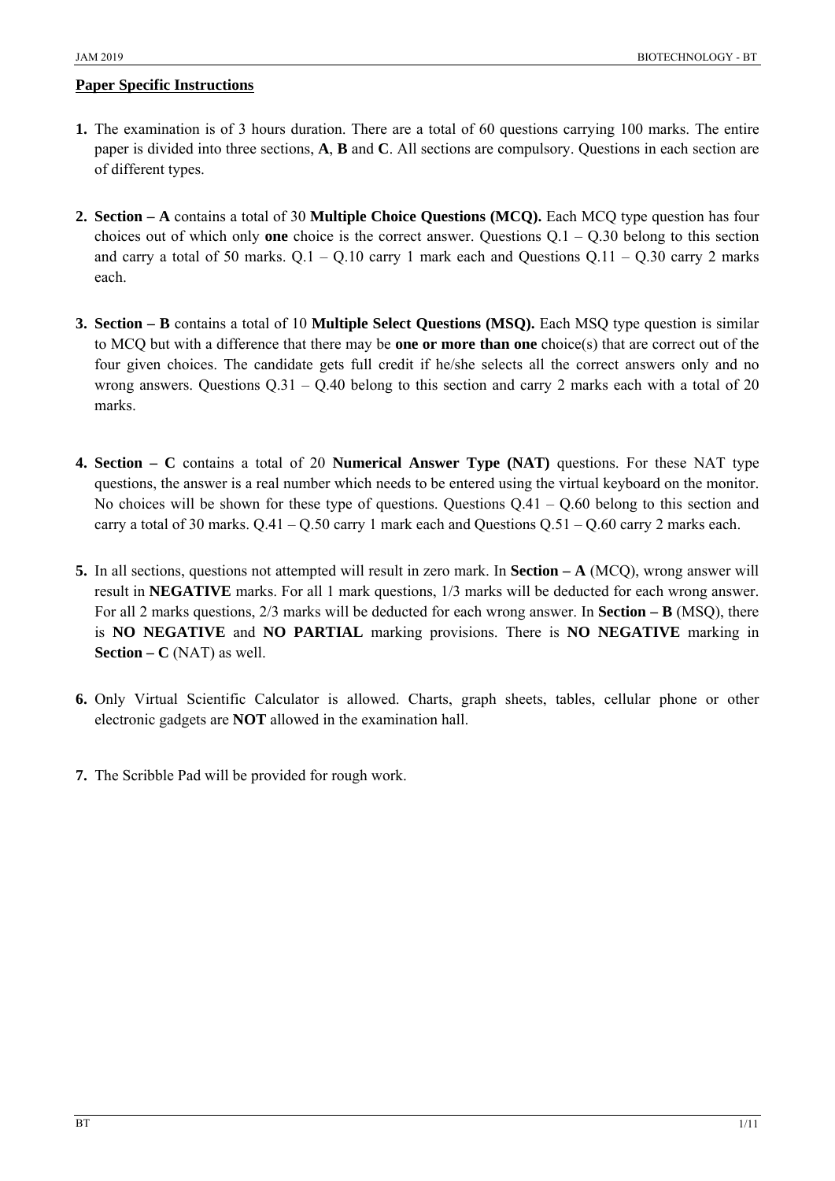## Paper Specific Instructions

1. The examination is of 3 hours duration. There are a total of 60 questions carrying 100 marks. The entire paper is divided into three sections, **A**, **B** and **C**. All sections are compulsory. Questions in each section are of different types.

2. **Section – A** contains a total of 30 **Multiple Choice Questions (MCQ).** Each MCQ type question has four choices out of which only **one** choice is the correct answer. Questions Q.1 – Q.30 belong to this section and carry a total of 50 marks. Q.1 – Q.10 carry 1 mark each and Questions Q.11 – Q.30 carry 2 marks each.

3. **Section – B** contains a total of 10 **Multiple Select Questions (MSQ).** Each MSQ type question is similar to MCQ but with a difference that there may be **one or more than one** choice(s) that are correct out of the four given choices. The candidate gets full credit if he/she selects all the correct answers only and no wrong answers. Questions Q.31 – Q.40 belong to this section and carry 2 marks each with a total of 20 marks.

4. **Section – C** contains a total of 20 **Numerical Answer Type (NAT)** questions. For these NAT type questions, the answer is a real number which needs to be entered using the virtual keyboard on the monitor. No choices will be shown for these type of questions. Questions Q.41 – Q.60 belong to this section and carry a total of 30 marks. Q.41 – Q.50 carry 1 mark each and Questions Q.51 – Q.60 carry 2 marks each.

5. In all sections, questions not attempted will result in zero mark. In **Section – A** (MCQ), wrong answer will result in **NEGATIVE** marks. For all 1 mark questions, 1/3 marks will be deducted for each wrong answer. For all 2 marks questions, 2/3 marks will be deducted for each wrong answer. In **Section – B** (MSQ), there is **NO NEGATIVE** and **NO PARTIAL** marking provisions. There is **NO NEGATIVE** marking in **Section – C** (NAT) as well.

6. Only Virtual Scientific Calculator is allowed. Charts, graph sheets, tables, cellular phone or other electronic gadgets are **NOT** allowed in the examination hall.

7. The Scribble Pad will be provided for rough work.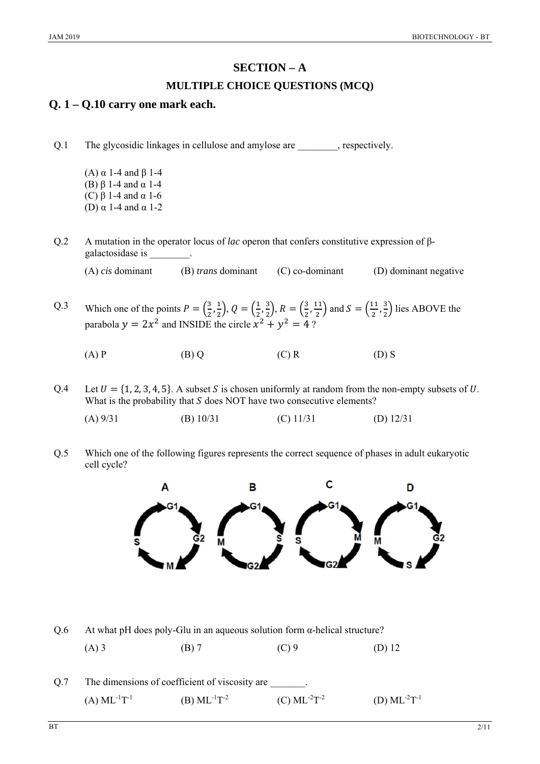# SECTION – A

## MULTIPLE CHOICE QUESTIONS (MCQ)

## Q. 1 – Q.10 carry one mark each.

Q.1 The glycosidic linkages in cellulose and amylose are ________, respectively.

(A) α 1-4 and β 1-4
(B) β 1-4 and α 1-4
(C) β 1-4 and α 1-6
(D) α 1-4 and α 1-2

Q.2 A mutation in the operator locus of *lac* operon that confers constitutive expression of β-galactosidase is ________.

(A) *cis* dominant (B) *trans* dominant (C) co-dominant (D) dominant negative

Q.3 Which one of the points $P = \left(\frac{3}{2}, \frac{1}{2}\right)$, $Q = \left(\frac{1}{2}, \frac{3}{2}\right)$, $R = \left(\frac{3}{2}, \frac{11}{2}\right)$ and $S = \left(\frac{11}{2}, \frac{3}{2}\right)$ lies ABOVE the parabola $y = 2x^2$ and INSIDE the circle $x^2 + y^2 = 4$ ?

(A) P (B) Q (C) R (D) S

Q.4 Let $U = \{1, 2, 3, 4, 5\}$. A subset $S$ is chosen uniformly at random from the non-empty subsets of $U$. What is the probability that $S$ does NOT have two consecutive elements?

(A) 9/31 (B) 10/31 (C) 11/31 (D) 12/31

Q.5 Which one of the following figures represents the correct sequence of phases in adult eukaryotic cell cycle?

A: G1 → G2 → M → S
B: G1 → S → G2 → M
C: G1 → M → G2 → S
D: G1 → G2 → S → M

Q.6 At what pH does poly-Glu in an aqueous solution form α-helical structure?

(A) 3 (B) 7 (C) 9 (D) 12

Q.7 The dimensions of coefficient of viscosity are _______.

(A) $ML^{-1}T^{-1}$ (B) $ML^{-1}T^{-2}$ (C) $ML^{-2}T^{-2}$ (D) $ML^{-2}T^{-1}$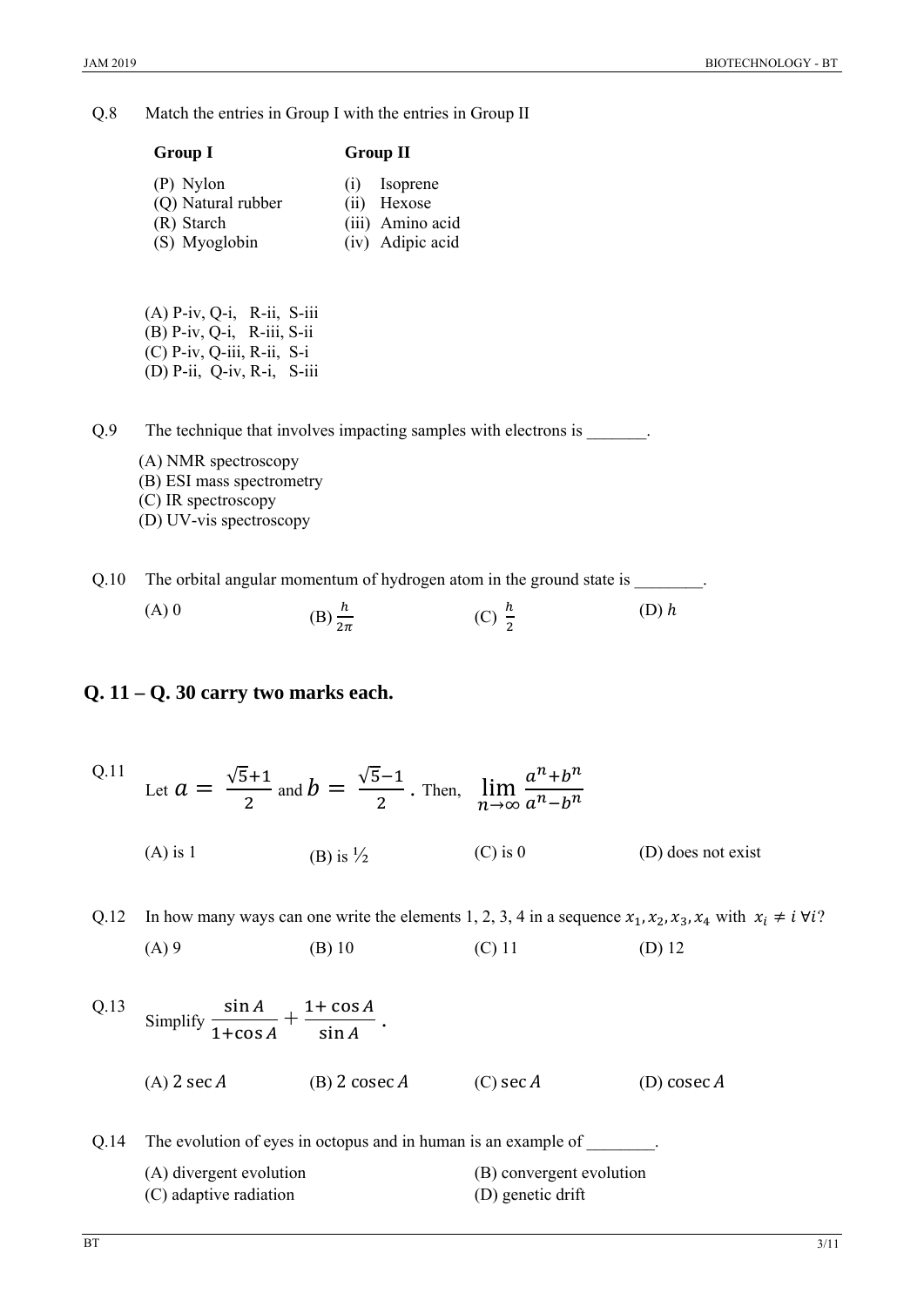Q.8 Match the entries in Group I with the entries in Group II

| Group I | Group II |
|---|---|
| (P) Nylon | (i) Isoprene |
| (Q) Natural rubber | (ii) Hexose |
| (R) Starch | (iii) Amino acid |
| (S) Myoglobin | (iv) Adipic acid |

(A) P-iv, Q-i, R-ii, S-iii
(B) P-iv, Q-i, R-iii, S-ii
(C) P-iv, Q-iii, R-ii, S-i
(D) P-ii, Q-iv, R-i, S-iii

Q.9 The technique that involves impacting samples with electrons is _______.

(A) NMR spectroscopy
(B) ESI mass spectrometry
(C) IR spectroscopy
(D) UV-vis spectroscopy

Q.10 The orbital angular momentum of hydrogen atom in the ground state is ________.

(A) 0 (B) $\frac{h}{2\pi}$ (C) $\frac{h}{2}$ (D) $h$

## Q. 11 – Q. 30 carry two marks each.

Q.11 Let $a = \frac{\sqrt{5}+1}{2}$ and $b = \frac{\sqrt{5}-1}{2}$. Then, $\lim_{n\to\infty} \frac{a^n+b^n}{a^n-b^n}$

(A) is 1 (B) is ½ (C) is 0 (D) does not exist

Q.12 In how many ways can one write the elements 1, 2, 3, 4 in a sequence $x_1, x_2, x_3, x_4$ with $x_i \neq i \; \forall i$?

(A) 9 (B) 10 (C) 11 (D) 12

Q.13 Simplify $\frac{\sin A}{1+\cos A} + \frac{1+\cos A}{\sin A}$.

(A) $2 \sec A$ (B) $2 \operatorname{cosec} A$ (C) $\sec A$ (D) $\operatorname{cosec} A$

Q.14 The evolution of eyes in octopus and in human is an example of ________.

(A) divergent evolution
(B) convergent evolution
(C) adaptive radiation
(D) genetic drift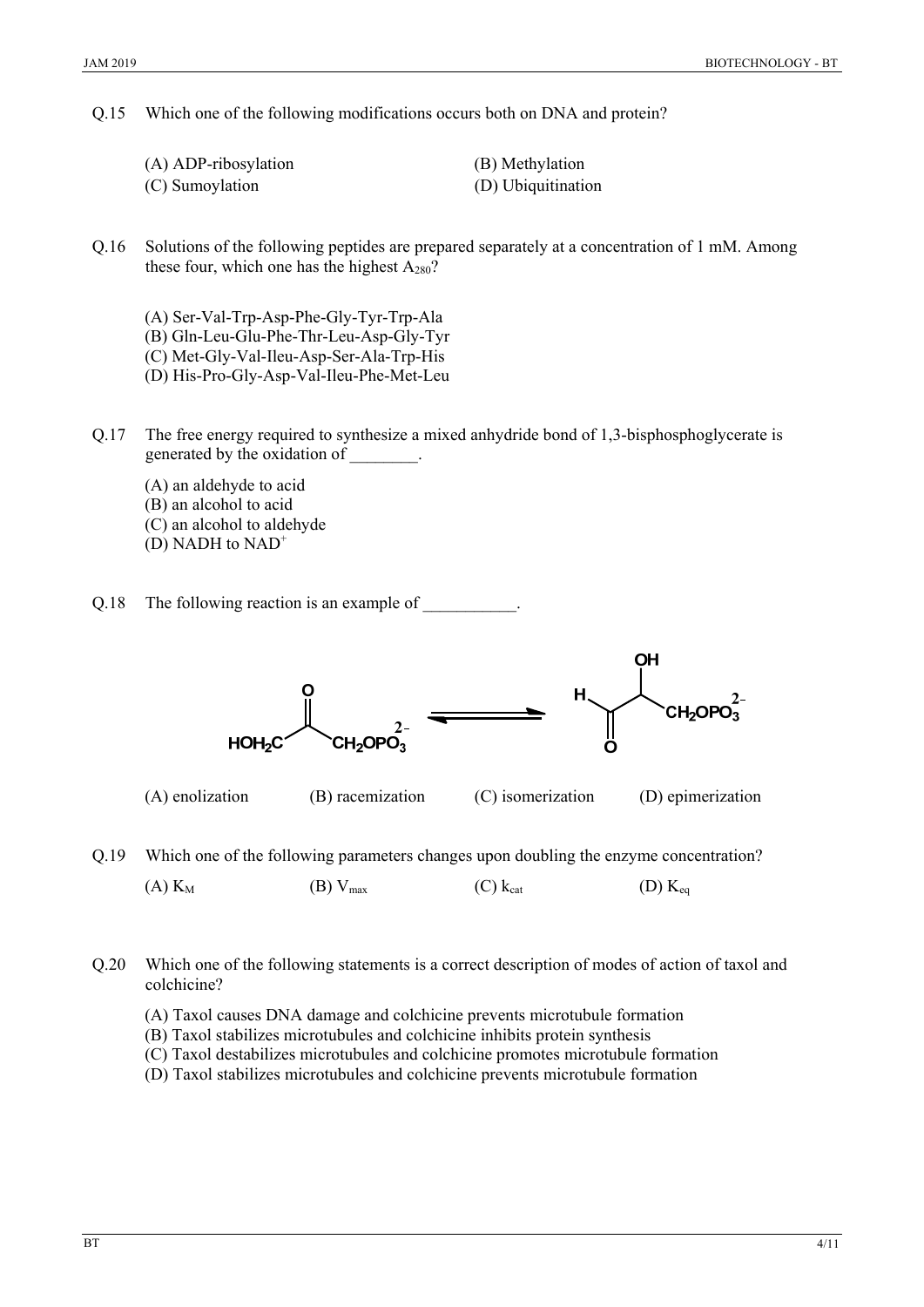Q.15 Which one of the following modifications occurs both on DNA and protein?

(A) ADP-ribosylation
(B) Methylation
(C) Sumoylation
(D) Ubiquitination

Q.16 Solutions of the following peptides are prepared separately at a concentration of 1 mM. Among these four, which one has the highest $A_{280}$?

(A) Ser-Val-Trp-Asp-Phe-Gly-Tyr-Trp-Ala
(B) Gln-Leu-Glu-Phe-Thr-Leu-Asp-Gly-Tyr
(C) Met-Gly-Val-Ileu-Asp-Ser-Ala-Trp-His
(D) His-Pro-Gly-Asp-Val-Ileu-Phe-Met-Leu

Q.17 The free energy required to synthesize a mixed anhydride bond of 1,3-bisphosphoglycerate is generated by the oxidation of ________.

(A) an aldehyde to acid
(B) an alcohol to acid
(C) an alcohol to aldehyde
(D) NADH to $NAD^+$

Q.18 The following reaction is an example of ___________.

$$HOH_2C-C(=O)-CH_2OPO_3^{2-} \rightleftharpoons H-C(=O)-CH(OH)-CH_2OPO_3^{2-}$$

(A) enolization
(B) racemization
(C) isomerization
(D) epimerization

Q.19 Which one of the following parameters changes upon doubling the enzyme concentration?

(A) $K_M$
(B) $V_{max}$
(C) $k_{cat}$
(D) $K_{eq}$

Q.20 Which one of the following statements is a correct description of modes of action of taxol and colchicine?

(A) Taxol causes DNA damage and colchicine prevents microtubule formation
(B) Taxol stabilizes microtubules and colchicine inhibits protein synthesis
(C) Taxol destabilizes microtubules and colchicine promotes microtubule formation
(D) Taxol stabilizes microtubules and colchicine prevents microtubule formation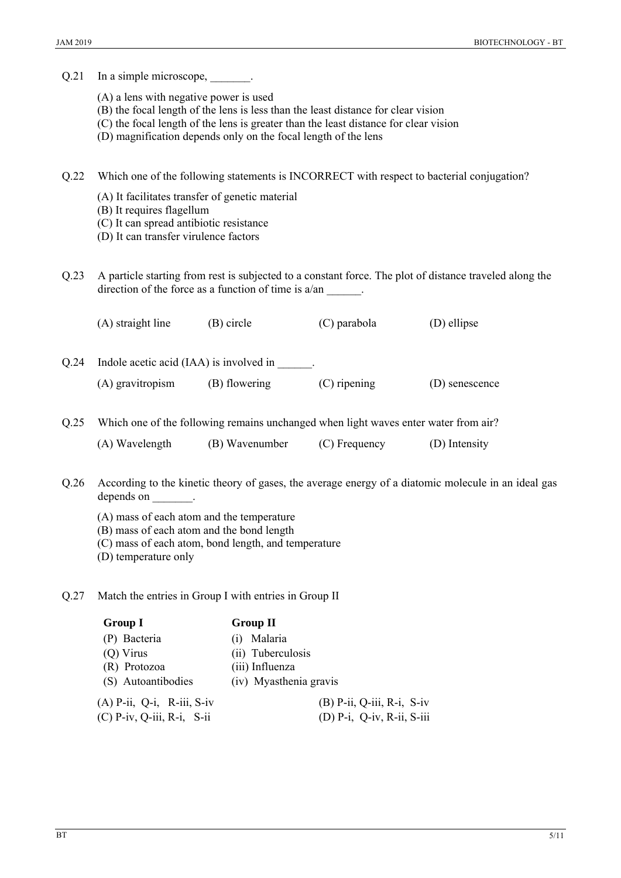Q.21 In a simple microscope, _______.

(A) a lens with negative power is used
(B) the focal length of the lens is less than the least distance for clear vision
(C) the focal length of the lens is greater than the least distance for clear vision
(D) magnification depends only on the focal length of the lens

Q.22 Which one of the following statements is INCORRECT with respect to bacterial conjugation?

(A) It facilitates transfer of genetic material
(B) It requires flagellum
(C) It can spread antibiotic resistance
(D) It can transfer virulence factors

Q.23 A particle starting from rest is subjected to a constant force. The plot of distance traveled along the direction of the force as a function of time is a/an ______.

(A) straight line (B) circle (C) parabola (D) ellipse

Q.24 Indole acetic acid (IAA) is involved in ______.

(A) gravitropism (B) flowering (C) ripening (D) senescence

Q.25 Which one of the following remains unchanged when light waves enter water from air?

(A) Wavelength (B) Wavenumber (C) Frequency (D) Intensity

Q.26 According to the kinetic theory of gases, the average energy of a diatomic molecule in an ideal gas depends on _______.

(A) mass of each atom and the temperature
(B) mass of each atom and the bond length
(C) mass of each atom, bond length, and temperature
(D) temperature only

Q.27 Match the entries in Group I with entries in Group II

| Group I | Group II |
|---|---|
| (P) Bacteria | (i) Malaria |
| (Q) Virus | (ii) Tuberculosis |
| (R) Protozoa | (iii) Influenza |
| (S) Autoantibodies | (iv) Myasthenia gravis |

(A) P-ii, Q-i, R-iii, S-iv
(B) P-ii, Q-iii, R-i, S-iv
(C) P-iv, Q-iii, R-i, S-ii
(D) P-i, Q-iv, R-ii, S-iii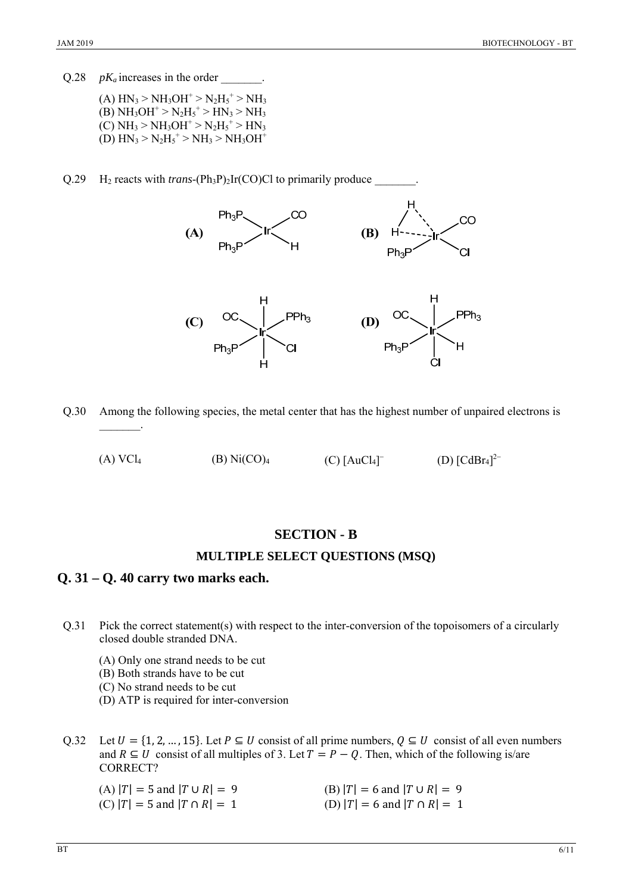Q.28 $pK_a$ increases in the order _______.

(A) $HN_3 > NH_3OH^+ > N_2H_5^+ > NH_3$
(B) $NH_3OH^+ > N_2H_5^+ > HN_3 > NH_3$
(C) $NH_3 > NH_3OH^+ > N_2H_5^+ > HN_3$
(D) $HN_3 > N_2H_5^+ > NH_3 > NH_3OH^+$

Q.29 $H_2$ reacts with *trans*-$(Ph_3P)_2Ir(CO)Cl$ to primarily produce _______.

(A) [Structure: Ir with $Ph_3P$, $Ph_3P$, CO, H]

(B) [Structure: Ir with H–H (η²), CO, $Ph_3P$, Cl]

(C) [Structure: Ir with H (top), H (bottom), OC, $PPh_3$, $Ph_3P$, Cl]

(D) [Structure: Ir with H (top), Cl (bottom), OC, $PPh_3$, $Ph_3P$, H]

Q.30 Among the following species, the metal center that has the highest number of unpaired electrons is _______.

(A) $VCl_4$ (B) $Ni(CO)_4$ (C) $[AuCl_4]^-$ (D) $[CdBr_4]^{2-}$

## SECTION - B

### MULTIPLE SELECT QUESTIONS (MSQ)

## Q. 31 – Q. 40 carry two marks each.

Q.31 Pick the correct statement(s) with respect to the inter-conversion of the topoisomers of a circularly closed double stranded DNA.

(A) Only one strand needs to be cut
(B) Both strands have to be cut
(C) No strand needs to be cut
(D) ATP is required for inter-conversion

Q.32 Let $U = \{1, 2, \ldots, 15\}$. Let $P \subseteq U$ consist of all prime numbers, $Q \subseteq U$ consist of all even numbers and $R \subseteq U$ consist of all multiples of 3. Let $T = P - Q$. Then, which of the following is/are CORRECT?

(A) $|T| = 5$ and $|T \cup R| = 9$
(B) $|T| = 6$ and $|T \cup R| = 9$
(C) $|T| = 5$ and $|T \cap R| = 1$
(D) $|T| = 6$ and $|T \cap R| = 1$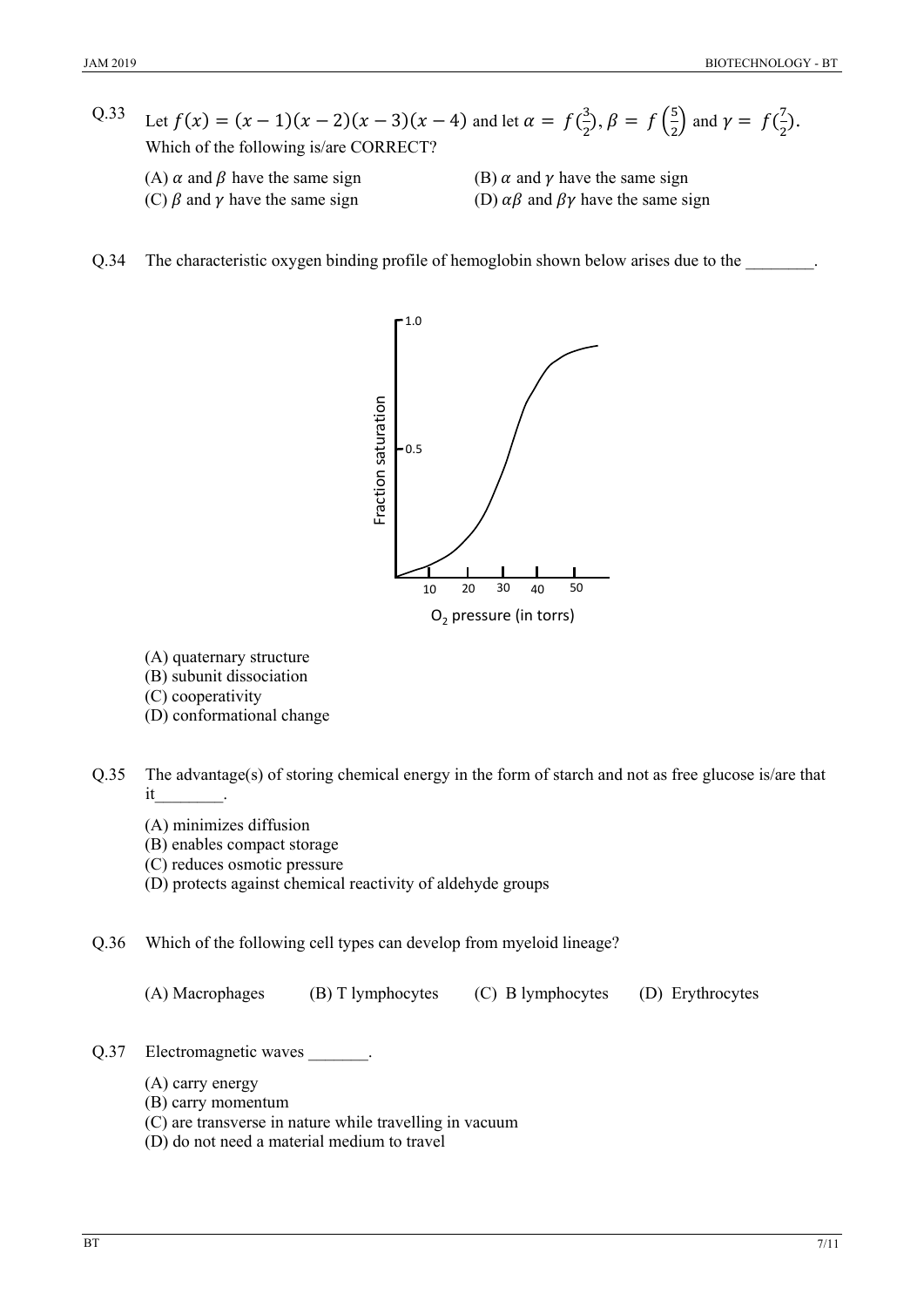Q.33 Let $f(x) = (x-1)(x-2)(x-3)(x-4)$ and let $\alpha = f(\frac{3}{2}), \beta = f\left(\frac{5}{2}\right)$ and $\gamma = f(\frac{7}{2})$. Which of the following is/are CORRECT?

(A) $\alpha$ and $\beta$ have the same sign

(B) $\alpha$ and $\gamma$ have the same sign

(C) $\beta$ and $\gamma$ have the same sign

(D) $\alpha\beta$ and $\beta\gamma$ have the same sign

Q.34 The characteristic oxygen binding profile of hemoglobin shown below arises due to the ________.

(A) quaternary structure

(B) subunit dissociation

(C) cooperativity

(D) conformational change

Q.35 The advantage(s) of storing chemical energy in the form of starch and not as free glucose is/are that it________.

(A) minimizes diffusion

(B) enables compact storage

(C) reduces osmotic pressure

(D) protects against chemical reactivity of aldehyde groups

Q.36 Which of the following cell types can develop from myeloid lineage?

(A) Macrophages (B) T lymphocytes (C) B lymphocytes (D) Erythrocytes

Q.37 Electromagnetic waves _______.

(A) carry energy

(B) carry momentum

(C) are transverse in nature while travelling in vacuum

(D) do not need a material medium to travel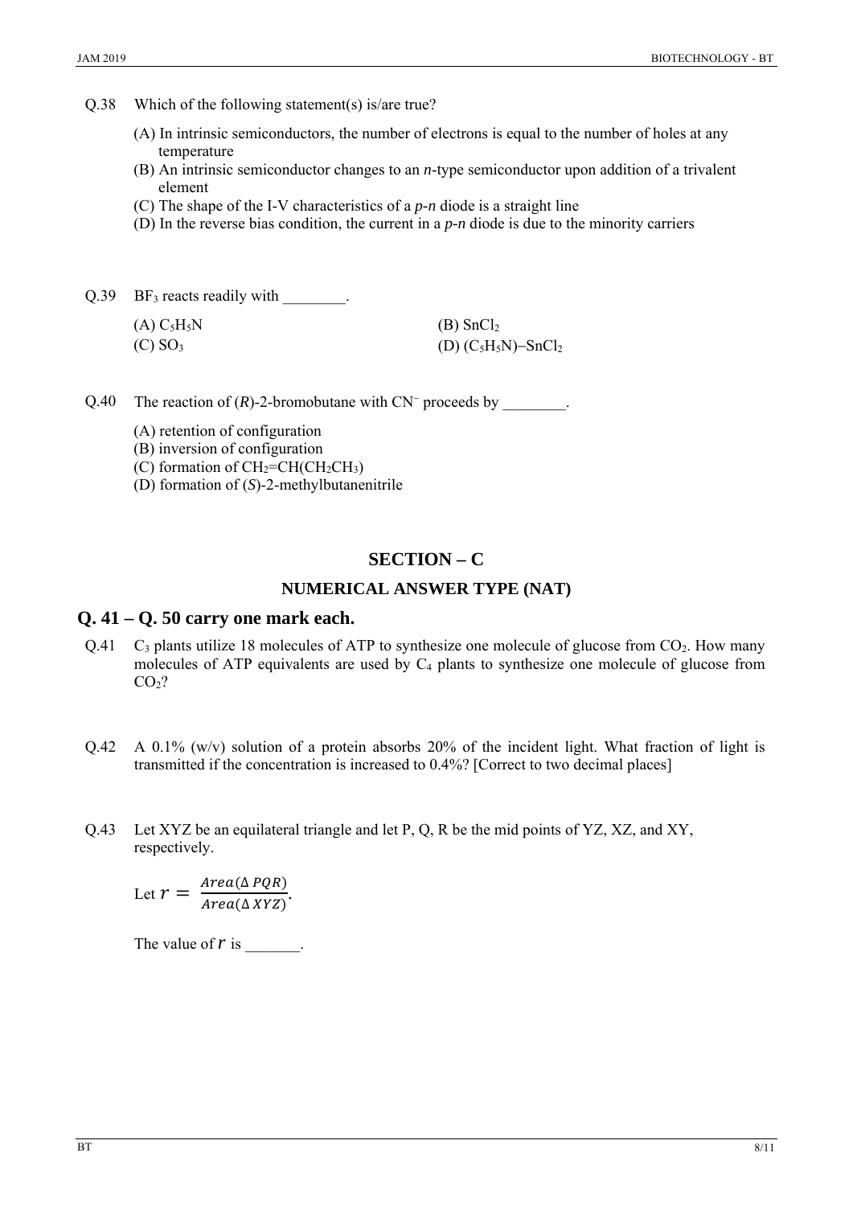Q.38 Which of the following statement(s) is/are true?

(A) In intrinsic semiconductors, the number of electrons is equal to the number of holes at any temperature
(B) An intrinsic semiconductor changes to an *n*-type semiconductor upon addition of a trivalent element
(C) The shape of the I-V characteristics of a *p*-*n* diode is a straight line
(D) In the reverse bias condition, the current in a *p*-*n* diode is due to the minority carriers

Q.39 $BF_3$ reacts readily with ________.

(A) $C_5H_5N$
(B) $SnCl_2$
(C) $SO_3$
(D) $(C_5H_5N)\text{–}SnCl_2$

Q.40 The reaction of (*R*)-2-bromobutane with $CN^-$ proceeds by ________.

(A) retention of configuration
(B) inversion of configuration
(C) formation of $CH_2{=}CH(CH_2CH_3)$
(D) formation of (*S*)-2-methylbutanenitrile

## SECTION – C

### NUMERICAL ANSWER TYPE (NAT)

## Q. 41 – Q. 50 carry one mark each.

Q.41 $C_3$ plants utilize 18 molecules of ATP to synthesize one molecule of glucose from $CO_2$. How many molecules of ATP equivalents are used by $C_4$ plants to synthesize one molecule of glucose from $CO_2$?

Q.42 A 0.1% (w/v) solution of a protein absorbs 20% of the incident light. What fraction of light is transmitted if the concentration is increased to 0.4%? [Correct to two decimal places]

Q.43 Let XYZ be an equilateral triangle and let P, Q, R be the mid points of YZ, XZ, and XY, respectively.

Let $r = \frac{Area(\Delta\, PQR)}{Area(\Delta\, XYZ)}$.

The value of $r$ is _______.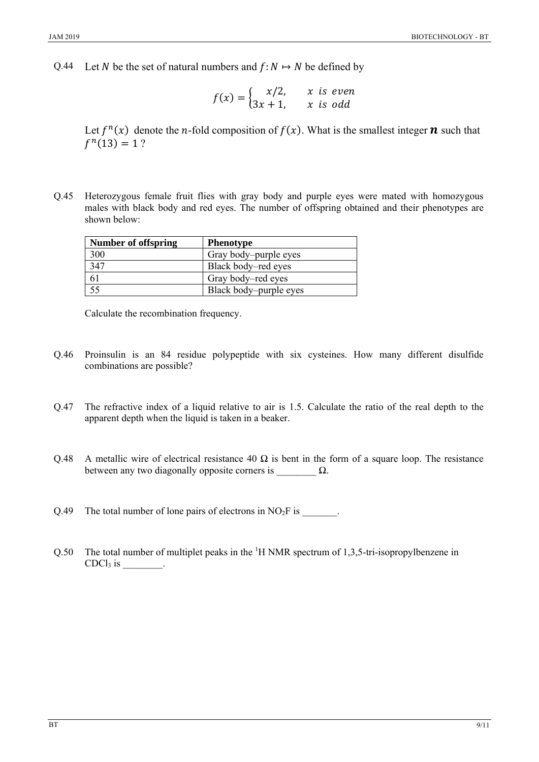Q.44 Let $N$ be the set of natural numbers and $f: N \mapsto N$ be defined by

$$f(x) = \begin{cases} x/2, & x \text{ is even} \\ 3x+1, & x \text{ is odd} \end{cases}$$

Let $f^n(x)$ denote the $n$-fold composition of $f(x)$. What is the smallest integer $\boldsymbol{n}$ such that $f^n(13) = 1$ ?

Q.45 Heterozygous female fruit flies with gray body and purple eyes were mated with homozygous males with black body and red eyes. The number of offspring obtained and their phenotypes are shown below:

| Number of offspring | Phenotype |
|---|---|
| 300 | Gray body–purple eyes |
| 347 | Black body–red eyes |
| 61 | Gray body–red eyes |
| 55 | Black body–purple eyes |

Calculate the recombination frequency.

Q.46 Proinsulin is an 84 residue polypeptide with six cysteines. How many different disulfide combinations are possible?

Q.47 The refractive index of a liquid relative to air is 1.5. Calculate the ratio of the real depth to the apparent depth when the liquid is taken in a beaker.

Q.48 A metallic wire of electrical resistance 40 Ω is bent in the form of a square loop. The resistance between any two diagonally opposite corners is ________ Ω.

Q.49 The total number of lone pairs of electrons in $NO_2F$ is _______.

Q.50 The total number of multiplet peaks in the $^1$H NMR spectrum of 1,3,5-tri-isopropylbenzene in $CDCl_3$ is ________.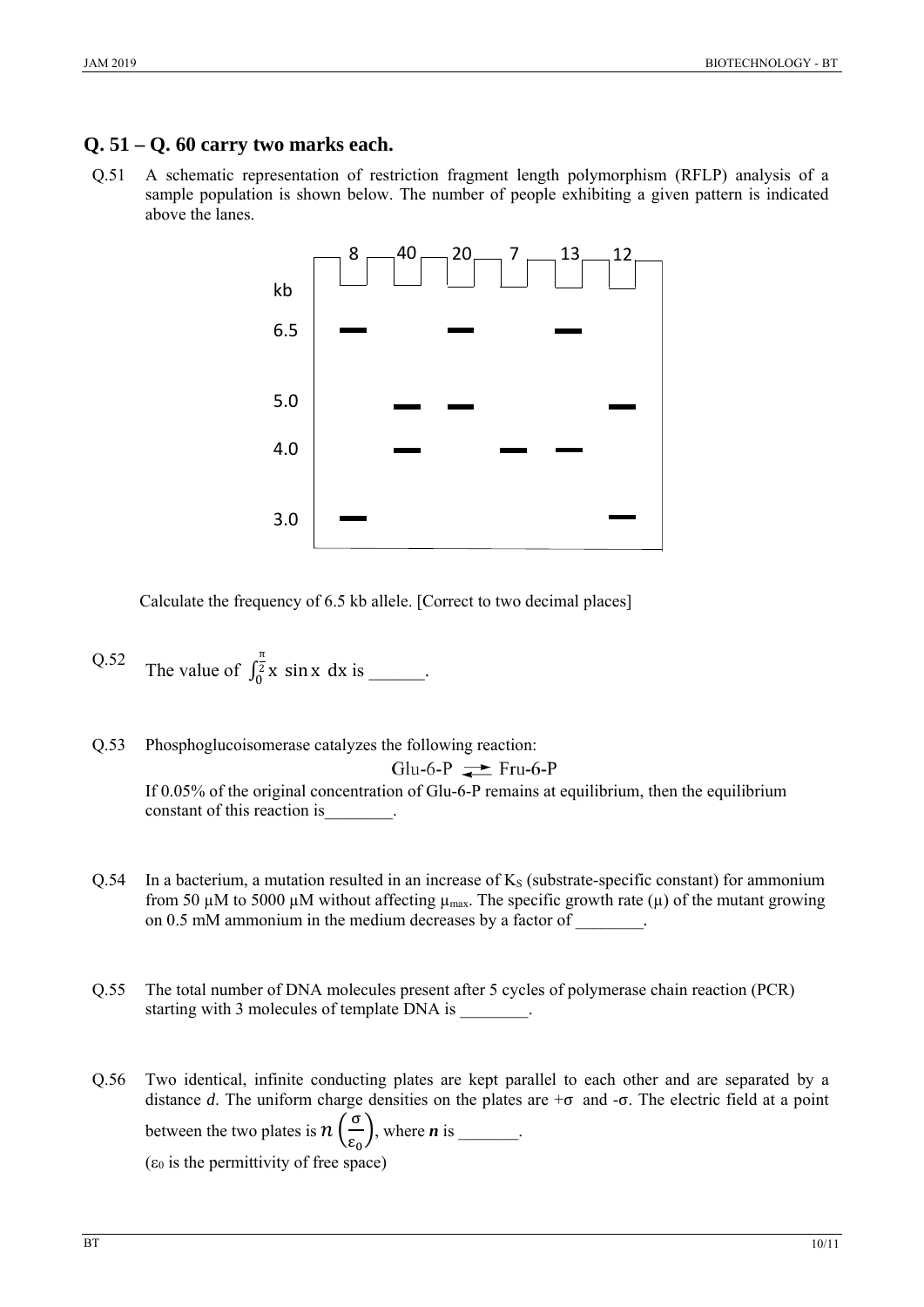## Q. 51 – Q. 60 carry two marks each.

Q.51 A schematic representation of restriction fragment length polymorphism (RFLP) analysis of a sample population is shown below. The number of people exhibiting a given pattern is indicated above the lanes.

| kb | 8 | 40 | 20 | 7 | 13 | 12 |
|---|---|---|---|---|---|---|
| 6.5 | ▬ | | ▬ | | ▬ | |
| 5.0 | | ▬ | ▬ | | | ▬ |
| 4.0 | | ▬ | | ▬ | ▬ | |
| 3.0 | ▬ | | | | | ▬ |

Calculate the frequency of 6.5 kb allele. [Correct to two decimal places]

Q.52 The value of $\int_0^{\frac{\pi}{2}} x \sin x \, dx$ is ______.

Q.53 Phosphoglucoisomerase catalyzes the following reaction:

$$\text{Glu-6-P} \rightleftharpoons \text{Fru-6-P}$$

If 0.05% of the original concentration of Glu-6-P remains at equilibrium, then the equilibrium constant of this reaction is________.

Q.54 In a bacterium, a mutation resulted in an increase of $K_S$ (substrate-specific constant) for ammonium from 50 μM to 5000 μM without affecting $\mu_{max}$. The specific growth rate (μ) of the mutant growing on 0.5 mM ammonium in the medium decreases by a factor of ________.

Q.55 The total number of DNA molecules present after 5 cycles of polymerase chain reaction (PCR) starting with 3 molecules of template DNA is ________.

Q.56 Two identical, infinite conducting plates are kept parallel to each other and are separated by a distance $d$. The uniform charge densities on the plates are $+\sigma$ and $-\sigma$. The electric field at a point between the two plates is $n\left(\frac{\sigma}{\varepsilon_0}\right)$, where $\boldsymbol{n}$ is _______.

($\varepsilon_0$ is the permittivity of free space)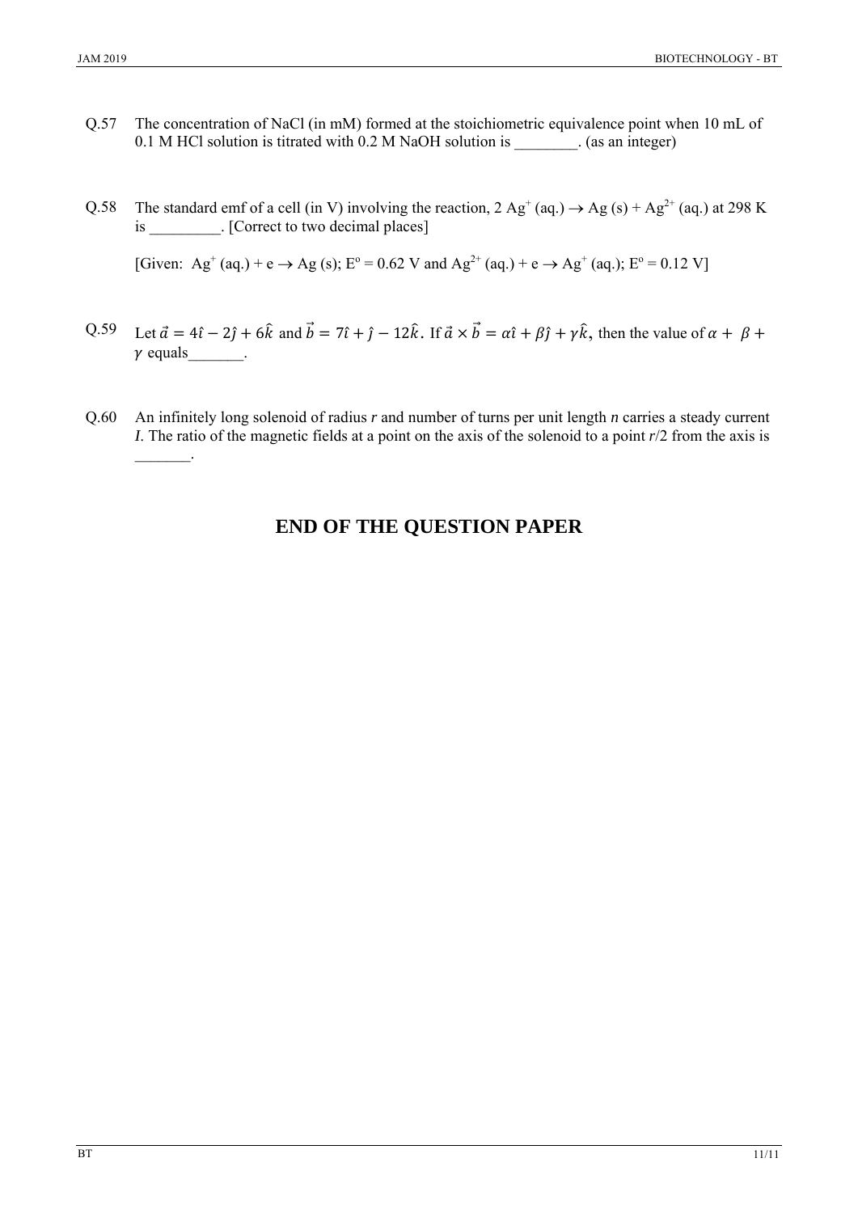Q.57 The concentration of NaCl (in mM) formed at the stoichiometric equivalence point when 10 mL of 0.1 M HCl solution is titrated with 0.2 M NaOH solution is ________. (as an integer)

Q.58 The standard emf of a cell (in V) involving the reaction, $2\,Ag^{+}\,(aq.) \rightarrow Ag\,(s) + Ag^{2+}\,(aq.)$ at 298 K is _________. [Correct to two decimal places]

[Given: $Ag^{+}\,(aq.) + e \rightarrow Ag\,(s)$; $E^{o} = 0.62$ V and $Ag^{2+}\,(aq.) + e \rightarrow Ag^{+}\,(aq.)$; $E^{o} = 0.12$ V]

Q.59 Let $\vec{a} = 4\hat{\imath} - 2\hat{\jmath} + 6\hat{k}$ and $\vec{b} = 7\hat{\imath} + \hat{\jmath} - 12\hat{k}$. If $\vec{a} \times \vec{b} = \alpha\hat{\imath} + \beta\hat{\jmath} + \gamma\hat{k}$, then the value of $\alpha + \beta + \gamma$ equals_______.

Q.60 An infinitely long solenoid of radius *r* and number of turns per unit length *n* carries a steady current *I*. The ratio of the magnetic fields at a point on the axis of the solenoid to a point *r*/2 from the axis is _______.

# END OF THE QUESTION PAPER